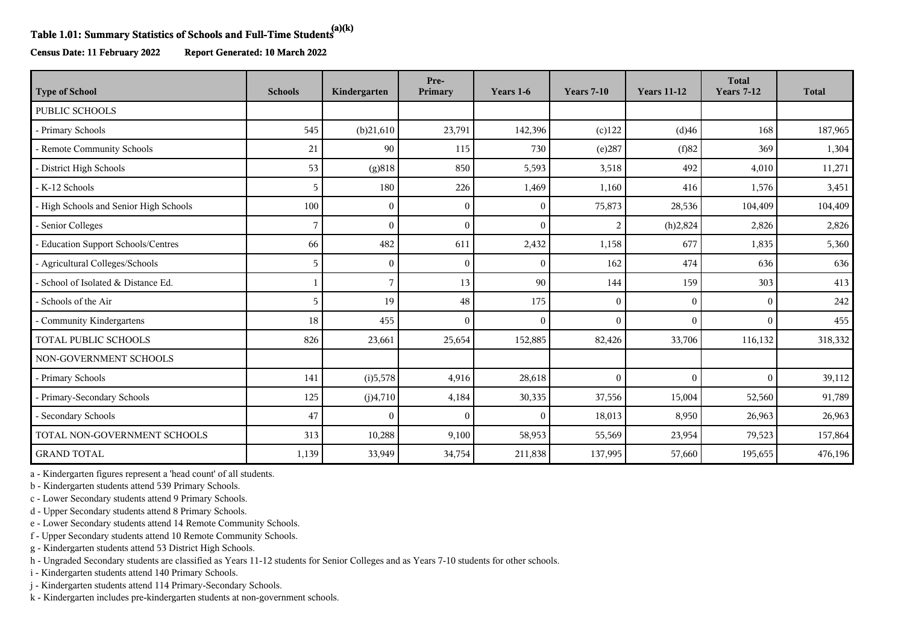**Table 1.01: Summary Statistics of Schools and Full-Time Students[(a)(k)]**

**Census Date: 11 February 2022** **Report Generated: 10 March 2022**

| Type of School | Schools | Kindergarten | Pre-Primary | Years 1-6 | Years 7-10 | Years 11-12 | Total Years 7-12 | Total |
|---|---|---|---|---|---|---|---|---|
| PUBLIC SCHOOLS | | | | | | | | |
| - Primary Schools | 545 | (b)21,610 | 23,791 | 142,396 | (c)122 | (d)46 | 168 | 187,965 |
| - Remote Community Schools | 21 | 90 | 115 | 730 | (e)287 | (f)82 | 369 | 1,304 |
| - District High Schools | 53 | (g)818 | 850 | 5,593 | 3,518 | 492 | 4,010 | 11,271 |
| - K-12 Schools | 5 | 180 | 226 | 1,469 | 1,160 | 416 | 1,576 | 3,451 |
| - High Schools and Senior High Schools | 100 | 0 | 0 | 0 | 75,873 | 28,536 | 104,409 | 104,409 |
| - Senior Colleges | 7 | 0 | 0 | 0 | 2 | (h)2,824 | 2,826 | 2,826 |
| - Education Support Schools/Centres | 66 | 482 | 611 | 2,432 | 1,158 | 677 | 1,835 | 5,360 |
| - Agricultural Colleges/Schools | 5 | 0 | 0 | 0 | 162 | 474 | 636 | 636 |
| - School of Isolated & Distance Ed. | 1 | 7 | 13 | 90 | 144 | 159 | 303 | 413 |
| - Schools of the Air | 5 | 19 | 48 | 175 | 0 | 0 | 0 | 242 |
| - Community Kindergartens | 18 | 455 | 0 | 0 | 0 | 0 | 0 | 455 |
| TOTAL PUBLIC SCHOOLS | 826 | 23,661 | 25,654 | 152,885 | 82,426 | 33,706 | 116,132 | 318,332 |
| NON-GOVERNMENT SCHOOLS | | | | | | | | |
| - Primary Schools | 141 | (i)5,578 | 4,916 | 28,618 | 0 | 0 | 0 | 39,112 |
| - Primary-Secondary Schools | 125 | (j)4,710 | 4,184 | 30,335 | 37,556 | 15,004 | 52,560 | 91,789 |
| - Secondary Schools | 47 | 0 | 0 | 0 | 18,013 | 8,950 | 26,963 | 26,963 |
| TOTAL NON-GOVERNMENT SCHOOLS | 313 | 10,288 | 9,100 | 58,953 | 55,569 | 23,954 | 79,523 | 157,864 |
| GRAND TOTAL | 1,139 | 33,949 | 34,754 | 211,838 | 137,995 | 57,660 | 195,655 | 476,196 |

a - Kindergarten figures represent a 'head count' of all students.
b - Kindergarten students attend 539 Primary Schools.
c - Lower Secondary students attend 9 Primary Schools.
d - Upper Secondary students attend 8 Primary Schools.
e - Lower Secondary students attend 14 Remote Community Schools.
f - Upper Secondary students attend 10 Remote Community Schools.
g - Kindergarten students attend 53 District High Schools.
h - Ungraded Secondary students are classified as Years 11-12 students for Senior Colleges and as Years 7-10 students for other schools.
i - Kindergarten students attend 140 Primary Schools.
j - Kindergarten students attend 114 Primary-Secondary Schools.
k - Kindergarten includes pre-kindergarten students at non-government schools.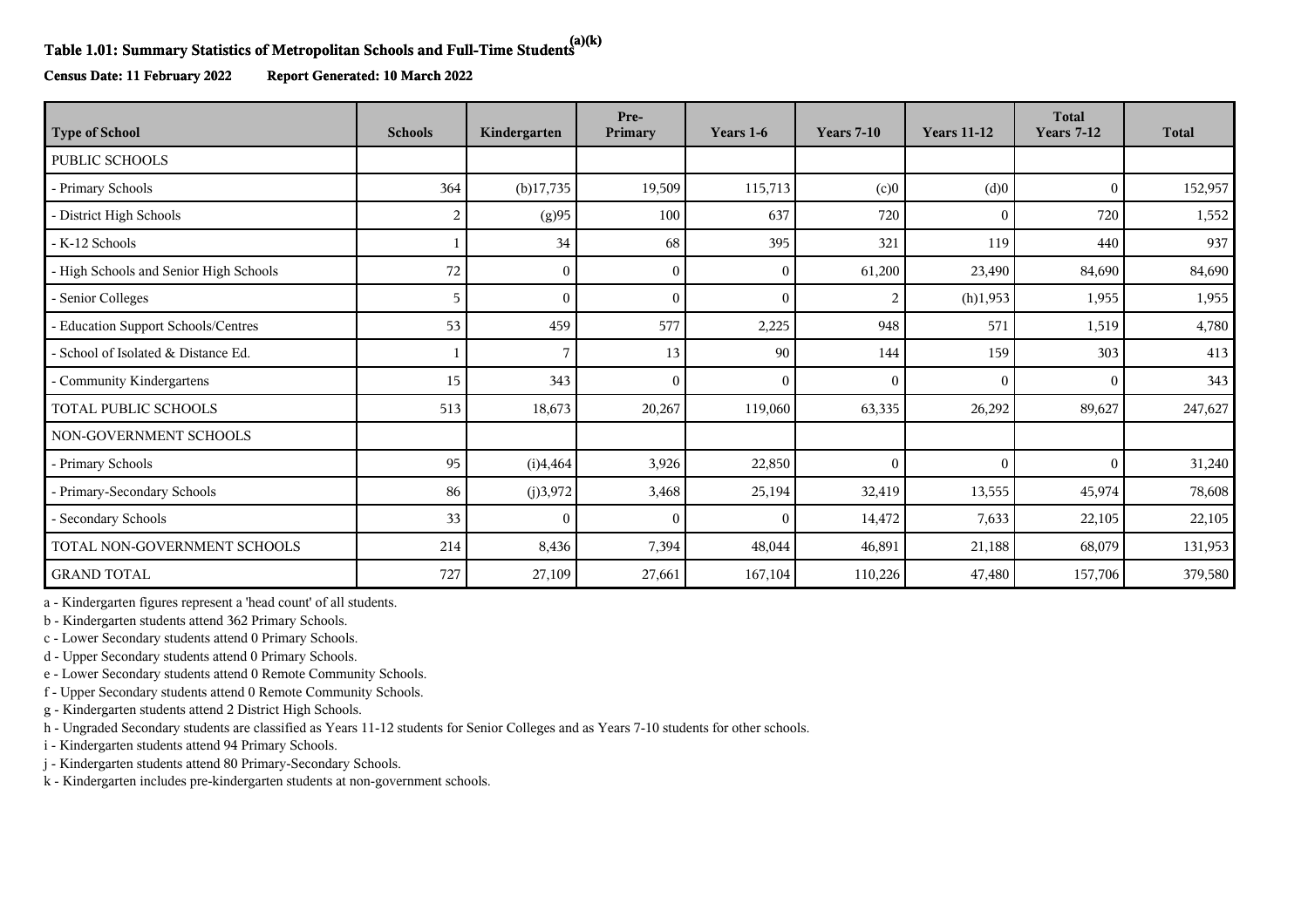### Table 1.01: Summary Statistics of Metropolitan Schools and Full-Time Students[(a)(k)]

**Census Date: 11 February 2022** **Report Generated: 10 March 2022**

| Type of School | Schools | Kindergarten | Pre-Primary | Years 1-6 | Years 7-10 | Years 11-12 | Total Years 7-12 | Total |
|---|---|---|---|---|---|---|---|---|
| PUBLIC SCHOOLS | | | | | | | | |
| - Primary Schools | 364 | (b)17,735 | 19,509 | 115,713 | (c)0 | (d)0 | 0 | 152,957 |
| - District High Schools | 2 | (g)95 | 100 | 637 | 720 | 0 | 720 | 1,552 |
| - K-12 Schools | 1 | 34 | 68 | 395 | 321 | 119 | 440 | 937 |
| - High Schools and Senior High Schools | 72 | 0 | 0 | 0 | 61,200 | 23,490 | 84,690 | 84,690 |
| - Senior Colleges | 5 | 0 | 0 | 0 | 2 | (h)1,953 | 1,955 | 1,955 |
| - Education Support Schools/Centres | 53 | 459 | 577 | 2,225 | 948 | 571 | 1,519 | 4,780 |
| - School of Isolated & Distance Ed. | 1 | 7 | 13 | 90 | 144 | 159 | 303 | 413 |
| - Community Kindergartens | 15 | 343 | 0 | 0 | 0 | 0 | 0 | 343 |
| TOTAL PUBLIC SCHOOLS | 513 | 18,673 | 20,267 | 119,060 | 63,335 | 26,292 | 89,627 | 247,627 |
| NON-GOVERNMENT SCHOOLS | | | | | | | | |
| - Primary Schools | 95 | (i)4,464 | 3,926 | 22,850 | 0 | 0 | 0 | 31,240 |
| - Primary-Secondary Schools | 86 | (j)3,972 | 3,468 | 25,194 | 32,419 | 13,555 | 45,974 | 78,608 |
| - Secondary Schools | 33 | 0 | 0 | 0 | 14,472 | 7,633 | 22,105 | 22,105 |
| TOTAL NON-GOVERNMENT SCHOOLS | 214 | 8,436 | 7,394 | 48,044 | 46,891 | 21,188 | 68,079 | 131,953 |
| GRAND TOTAL | 727 | 27,109 | 27,661 | 167,104 | 110,226 | 47,480 | 157,706 | 379,580 |

a - Kindergarten figures represent a 'head count' of all students.
b - Kindergarten students attend 362 Primary Schools.
c - Lower Secondary students attend 0 Primary Schools.
d - Upper Secondary students attend 0 Primary Schools.
e - Lower Secondary students attend 0 Remote Community Schools.
f - Upper Secondary students attend 0 Remote Community Schools.
g - Kindergarten students attend 2 District High Schools.
h - Ungraded Secondary students are classified as Years 11-12 students for Senior Colleges and as Years 7-10 students for other schools.
i - Kindergarten students attend 94 Primary Schools.
j - Kindergarten students attend 80 Primary-Secondary Schools.
k - Kindergarten includes pre-kindergarten students at non-government schools.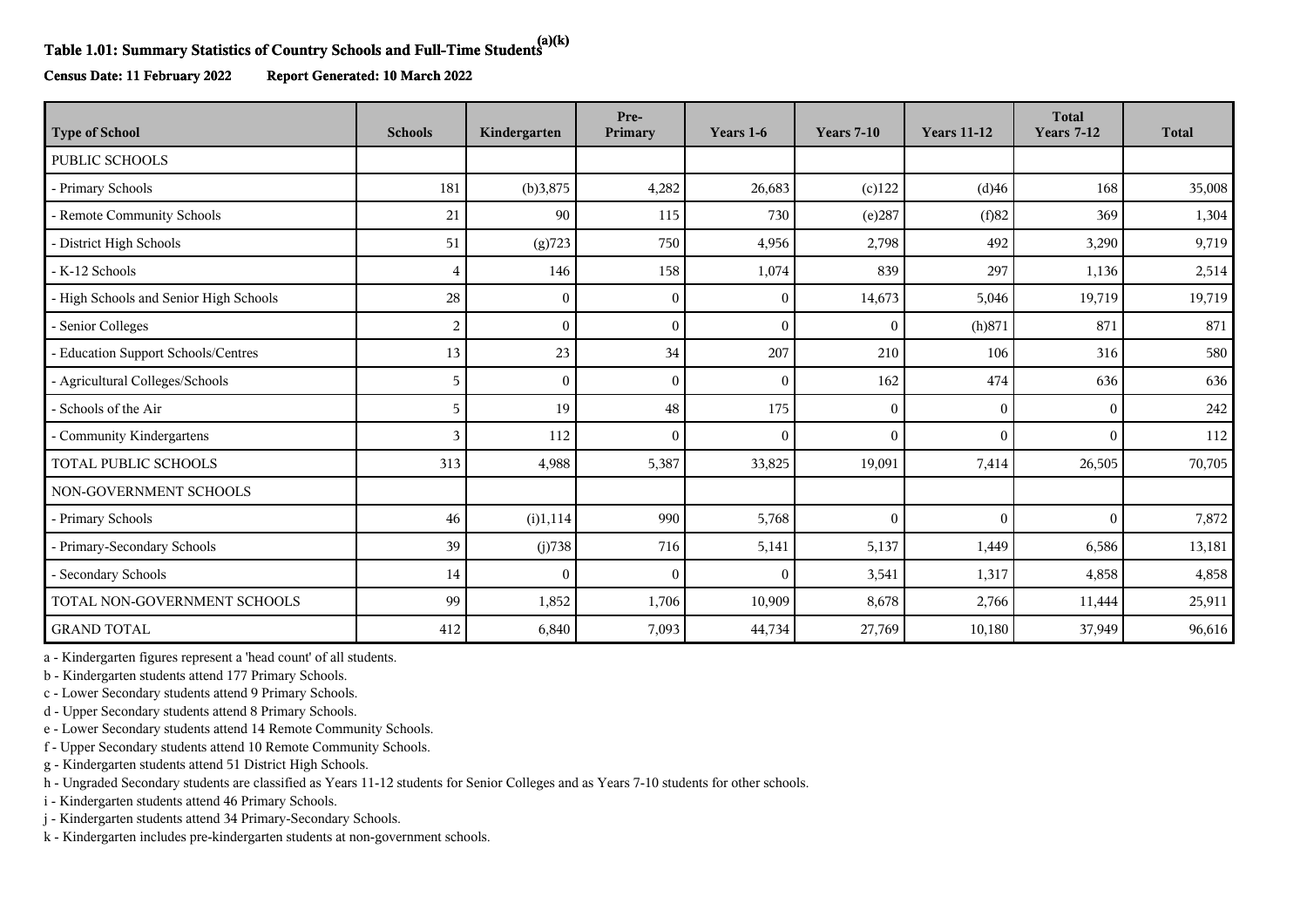**Table 1.01: Summary Statistics of Country Schools and Full-Time Students[(a)(k)]**

**Census Date: 11 February 2022** **Report Generated: 10 March 2022**

| Type of School | Schools | Kindergarten | Pre-Primary | Years 1-6 | Years 7-10 | Years 11-12 | Total Years 7-12 | Total |
|---|---|---|---|---|---|---|---|---|
| PUBLIC SCHOOLS | | | | | | | | |
| - Primary Schools | 181 | (b)3,875 | 4,282 | 26,683 | (c)122 | (d)46 | 168 | 35,008 |
| - Remote Community Schools | 21 | 90 | 115 | 730 | (e)287 | (f)82 | 369 | 1,304 |
| - District High Schools | 51 | (g)723 | 750 | 4,956 | 2,798 | 492 | 3,290 | 9,719 |
| - K-12 Schools | 4 | 146 | 158 | 1,074 | 839 | 297 | 1,136 | 2,514 |
| - High Schools and Senior High Schools | 28 | 0 | 0 | 0 | 14,673 | 5,046 | 19,719 | 19,719 |
| - Senior Colleges | 2 | 0 | 0 | 0 | 0 | (h)871 | 871 | 871 |
| - Education Support Schools/Centres | 13 | 23 | 34 | 207 | 210 | 106 | 316 | 580 |
| - Agricultural Colleges/Schools | 5 | 0 | 0 | 0 | 162 | 474 | 636 | 636 |
| - Schools of the Air | 5 | 19 | 48 | 175 | 0 | 0 | 0 | 242 |
| - Community Kindergartens | 3 | 112 | 0 | 0 | 0 | 0 | 0 | 112 |
| TOTAL PUBLIC SCHOOLS | 313 | 4,988 | 5,387 | 33,825 | 19,091 | 7,414 | 26,505 | 70,705 |
| NON-GOVERNMENT SCHOOLS | | | | | | | | |
| - Primary Schools | 46 | (i)1,114 | 990 | 5,768 | 0 | 0 | 0 | 7,872 |
| - Primary-Secondary Schools | 39 | (j)738 | 716 | 5,141 | 5,137 | 1,449 | 6,586 | 13,181 |
| - Secondary Schools | 14 | 0 | 0 | 0 | 3,541 | 1,317 | 4,858 | 4,858 |
| TOTAL NON-GOVERNMENT SCHOOLS | 99 | 1,852 | 1,706 | 10,909 | 8,678 | 2,766 | 11,444 | 25,911 |
| GRAND TOTAL | 412 | 6,840 | 7,093 | 44,734 | 27,769 | 10,180 | 37,949 | 96,616 |

a - Kindergarten figures represent a 'head count' of all students.
b - Kindergarten students attend 177 Primary Schools.
c - Lower Secondary students attend 9 Primary Schools.
d - Upper Secondary students attend 8 Primary Schools.
e - Lower Secondary students attend 14 Remote Community Schools.
f - Upper Secondary students attend 10 Remote Community Schools.
g - Kindergarten students attend 51 District High Schools.
h - Ungraded Secondary students are classified as Years 11-12 students for Senior Colleges and as Years 7-10 students for other schools.
i - Kindergarten students attend 46 Primary Schools.
j - Kindergarten students attend 34 Primary-Secondary Schools.
k - Kindergarten includes pre-kindergarten students at non-government schools.